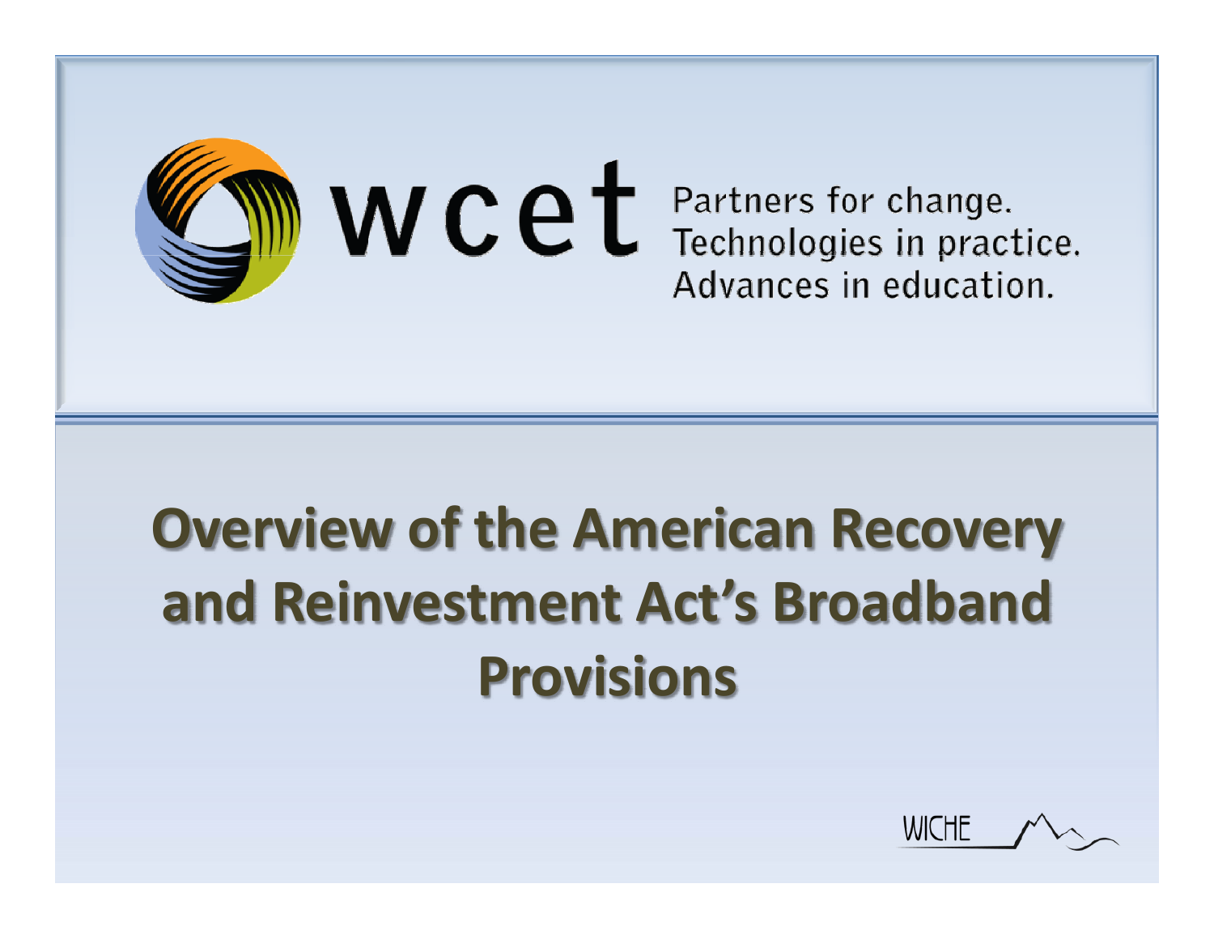wcet

Partners for change.
Technologies in practice.
Advances in education.

# Overview of the American Recovery and Reinvestment Act's Broadband Provisions

WICHE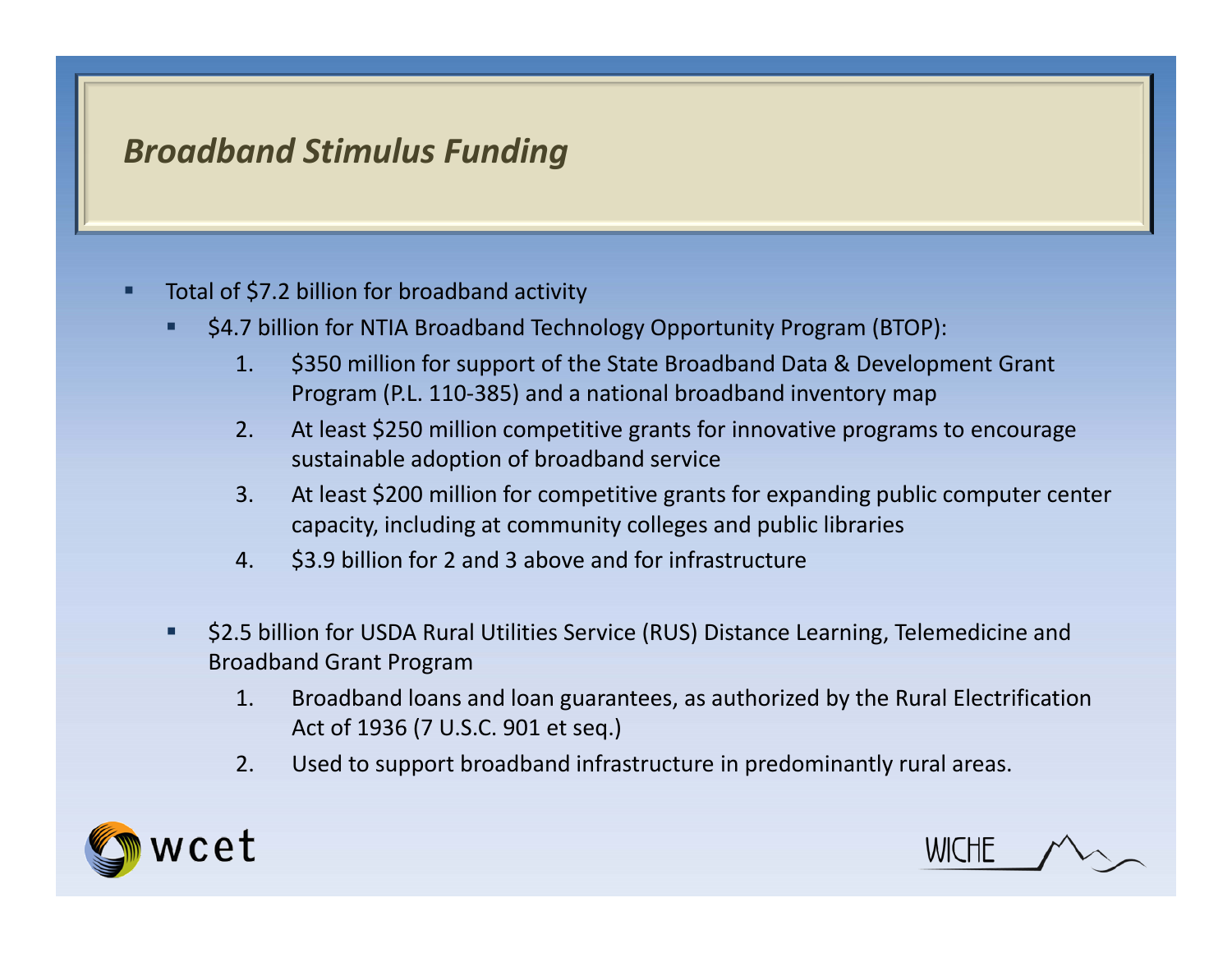# *Broadband Stimulus Funding*

- Total of $7.2 billion for broadband activity
  - $4.7 billion for NTIA Broadband Technology Opportunity Program (BTOP):
    1. $350 million for support of the State Broadband Data & Development Grant Program (P.L. 110-385) and a national broadband inventory map
    2. At least $250 million competitive grants for innovative programs to encourage sustainable adoption of broadband service
    3. At least $200 million for competitive grants for expanding public computer center capacity, including at community colleges and public libraries
    4. $3.9 billion for 2 and 3 above and for infrastructure
  - $2.5 billion for USDA Rural Utilities Service (RUS) Distance Learning, Telemedicine and Broadband Grant Program
    1. Broadband loans and loan guarantees, as authorized by the Rural Electrification Act of 1936 (7 U.S.C. 901 et seq.)
    2. Used to support broadband infrastructure in predominantly rural areas.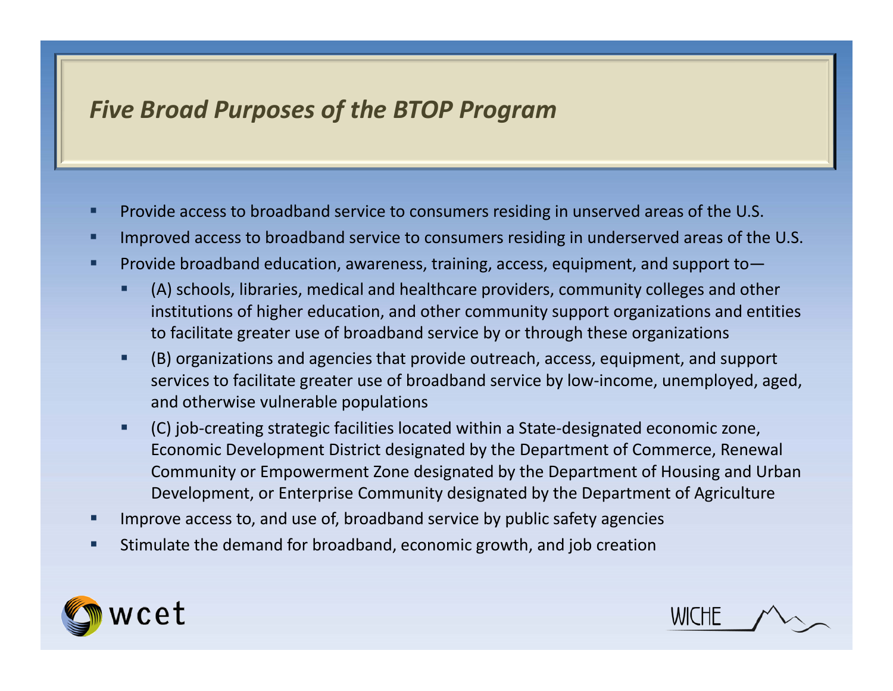# *Five Broad Purposes of the BTOP Program*

- Provide access to broadband service to consumers residing in unserved areas of the U.S.
- Improved access to broadband service to consumers residing in underserved areas of the U.S.
- Provide broadband education, awareness, training, access, equipment, and support to—
  - (A) schools, libraries, medical and healthcare providers, community colleges and other institutions of higher education, and other community support organizations and entities to facilitate greater use of broadband service by or through these organizations
  - (B) organizations and agencies that provide outreach, access, equipment, and support services to facilitate greater use of broadband service by low-income, unemployed, aged, and otherwise vulnerable populations
  - (C) job-creating strategic facilities located within a State-designated economic zone, Economic Development District designated by the Department of Commerce, Renewal Community or Empowerment Zone designated by the Department of Housing and Urban Development, or Enterprise Community designated by the Department of Agriculture
- Improve access to, and use of, broadband service by public safety agencies
- Stimulate the demand for broadband, economic growth, and job creation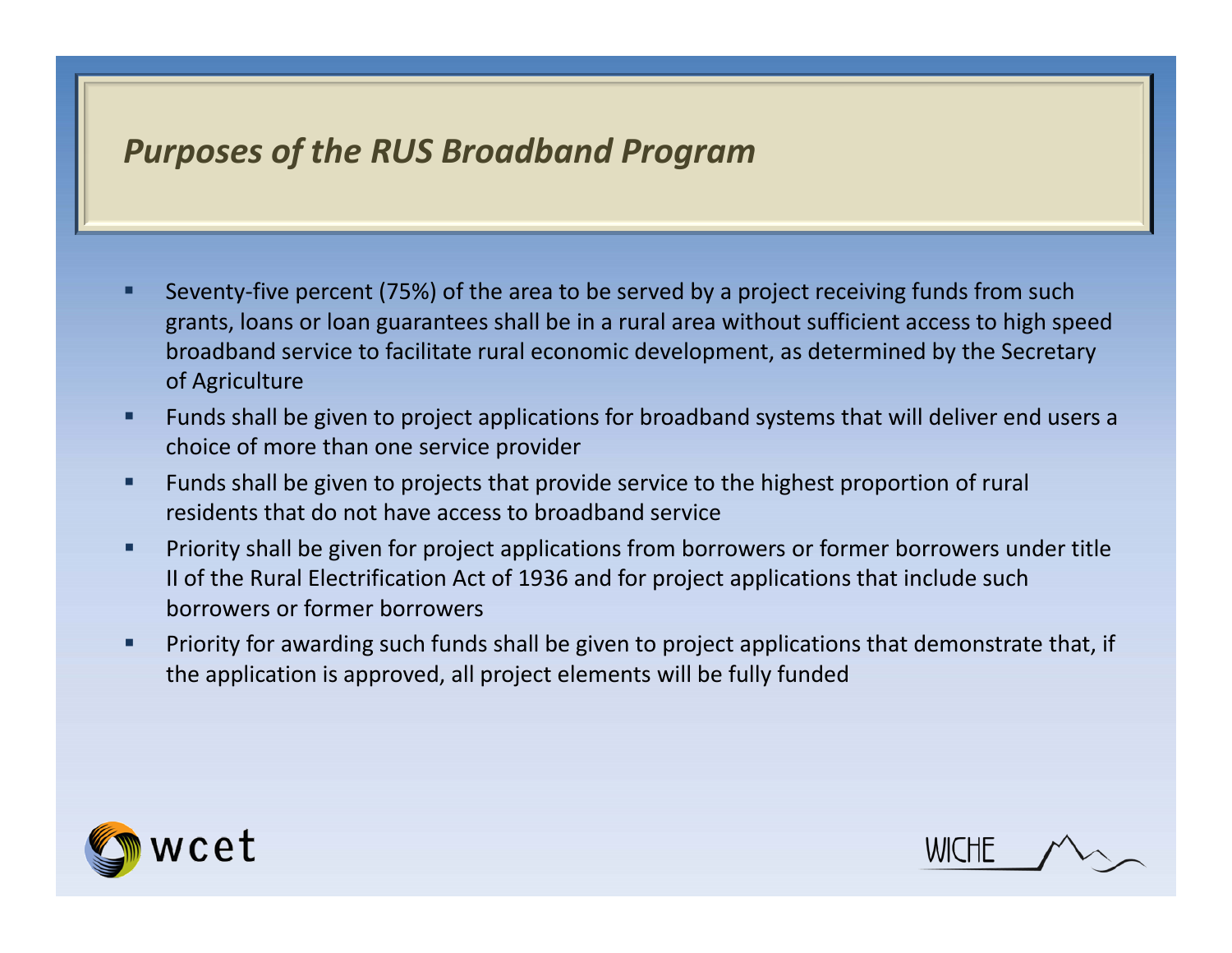# *Purposes of the RUS Broadband Program*

- Seventy-five percent (75%) of the area to be served by a project receiving funds from such grants, loans or loan guarantees shall be in a rural area without sufficient access to high speed broadband service to facilitate rural economic development, as determined by the Secretary of Agriculture
- Funds shall be given to project applications for broadband systems that will deliver end users a choice of more than one service provider
- Funds shall be given to projects that provide service to the highest proportion of rural residents that do not have access to broadband service
- Priority shall be given for project applications from borrowers or former borrowers under title II of the Rural Electrification Act of 1936 and for project applications that include such borrowers or former borrowers
- Priority for awarding such funds shall be given to project applications that demonstrate that, if the application is approved, all project elements will be fully funded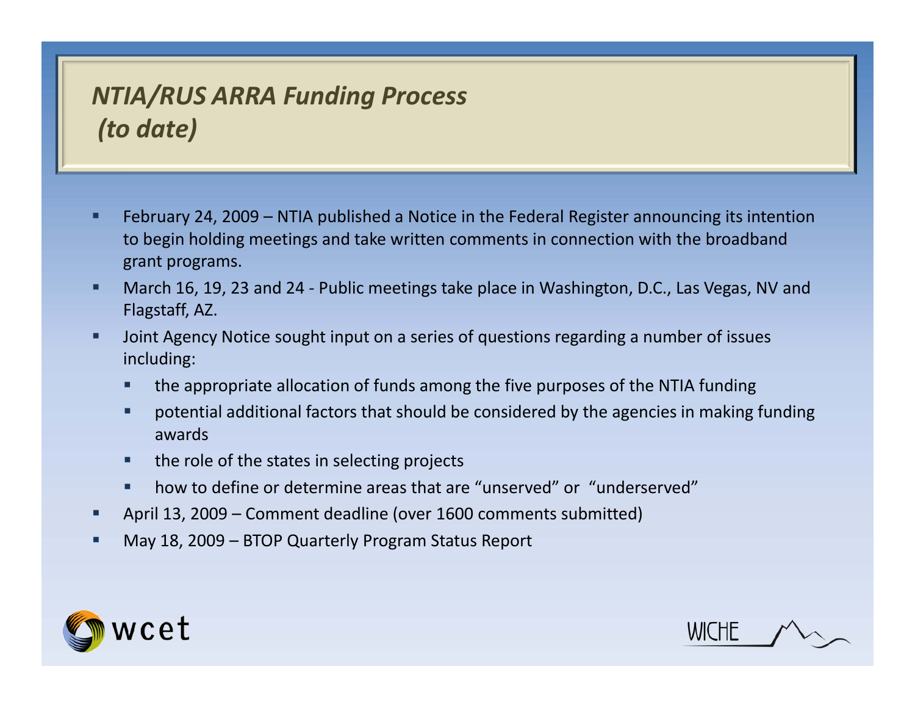# *NTIA/RUS ARRA Funding Process (to date)*

- February 24, 2009 – NTIA published a Notice in the Federal Register announcing its intention to begin holding meetings and take written comments in connection with the broadband grant programs.
- March 16, 19, 23 and 24 - Public meetings take place in Washington, D.C., Las Vegas, NV and Flagstaff, AZ.
- Joint Agency Notice sought input on a series of questions regarding a number of issues including:
  - the appropriate allocation of funds among the five purposes of the NTIA funding
  - potential additional factors that should be considered by the agencies in making funding awards
  - the role of the states in selecting projects
  - how to define or determine areas that are "unserved" or "underserved"
- April 13, 2009 – Comment deadline (over 1600 comments submitted)
- May 18, 2009 – BTOP Quarterly Program Status Report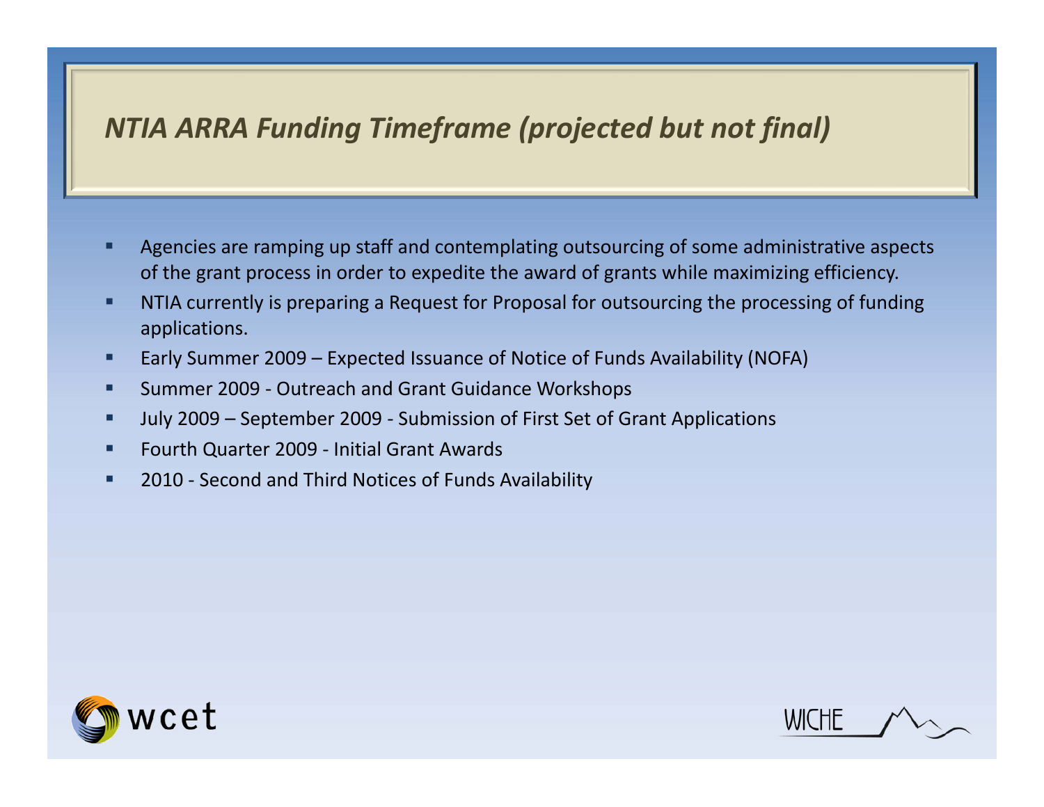## *NTIA ARRA Funding Timeframe (projected but not final)*

- Agencies are ramping up staff and contemplating outsourcing of some administrative aspects of the grant process in order to expedite the award of grants while maximizing efficiency.
- NTIA currently is preparing a Request for Proposal for outsourcing the processing of funding applications.
- Early Summer 2009 – Expected Issuance of Notice of Funds Availability (NOFA)
- Summer 2009 - Outreach and Grant Guidance Workshops
- July 2009 – September 2009 - Submission of First Set of Grant Applications
- Fourth Quarter 2009 - Initial Grant Awards
- 2010 - Second and Third Notices of Funds Availability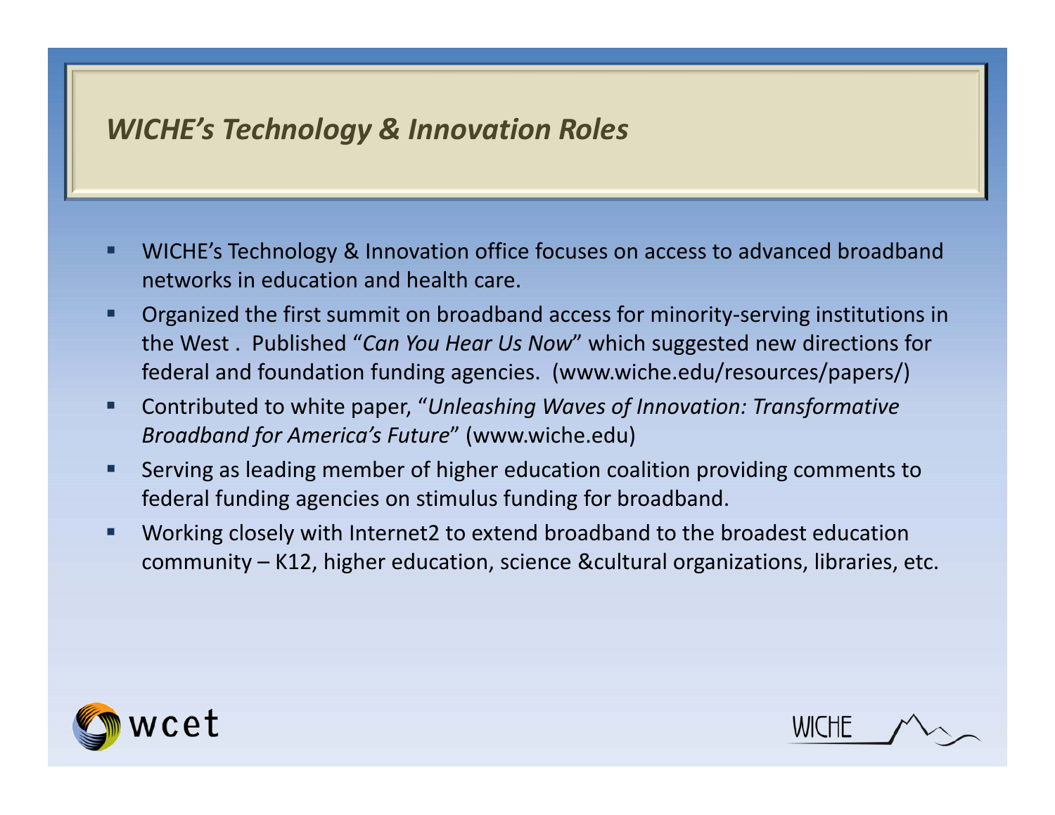## *WICHE's Technology & Innovation Roles*

- WICHE's Technology & Innovation office focuses on access to advanced broadband networks in education and health care.
- Organized the first summit on broadband access for minority-serving institutions in the West . Published "*Can You Hear Us Now*" which suggested new directions for federal and foundation funding agencies. (www.wiche.edu/resources/papers/)
- Contributed to white paper, "*Unleashing Waves of Innovation: Transformative Broadband for America's Future*" (www.wiche.edu)
- Serving as leading member of higher education coalition providing comments to federal funding agencies on stimulus funding for broadband.
- Working closely with Internet2 to extend broadband to the broadest education community – K12, higher education, science &cultural organizations, libraries, etc.

wcet

WICHE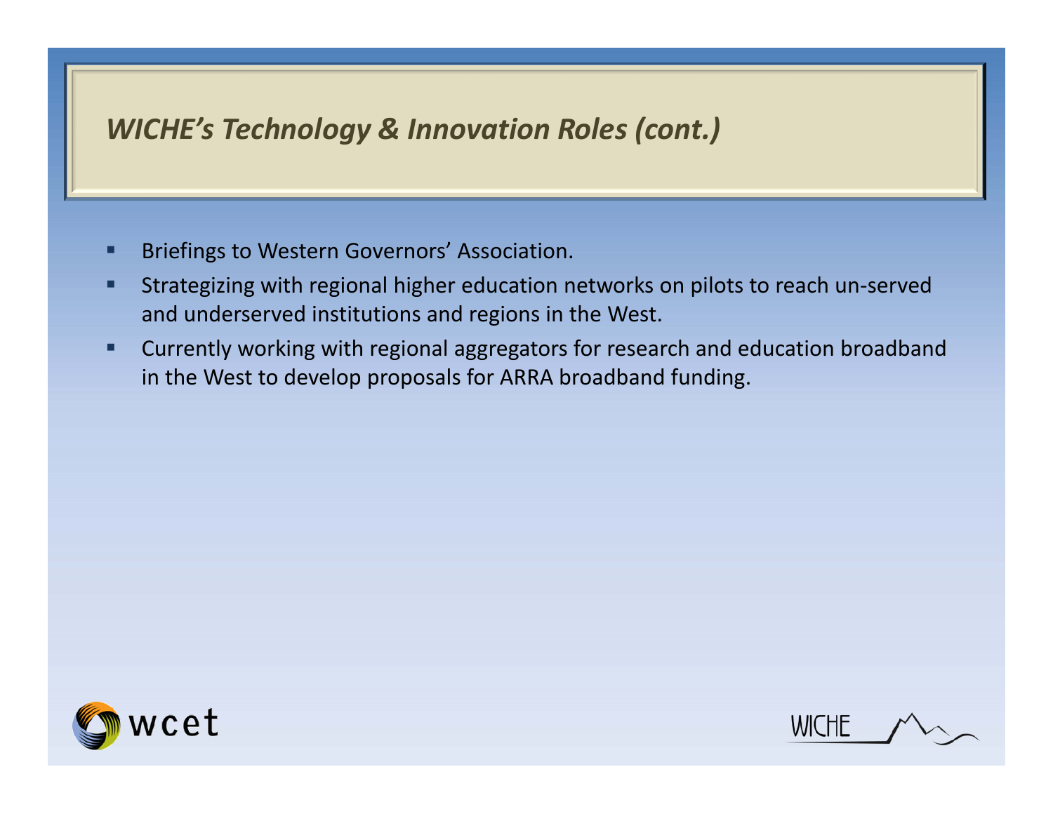## *WICHE's Technology & Innovation Roles (cont.)*

- Briefings to Western Governors' Association.
- Strategizing with regional higher education networks on pilots to reach un-served and underserved institutions and regions in the West.
- Currently working with regional aggregators for research and education broadband in the West to develop proposals for ARRA broadband funding.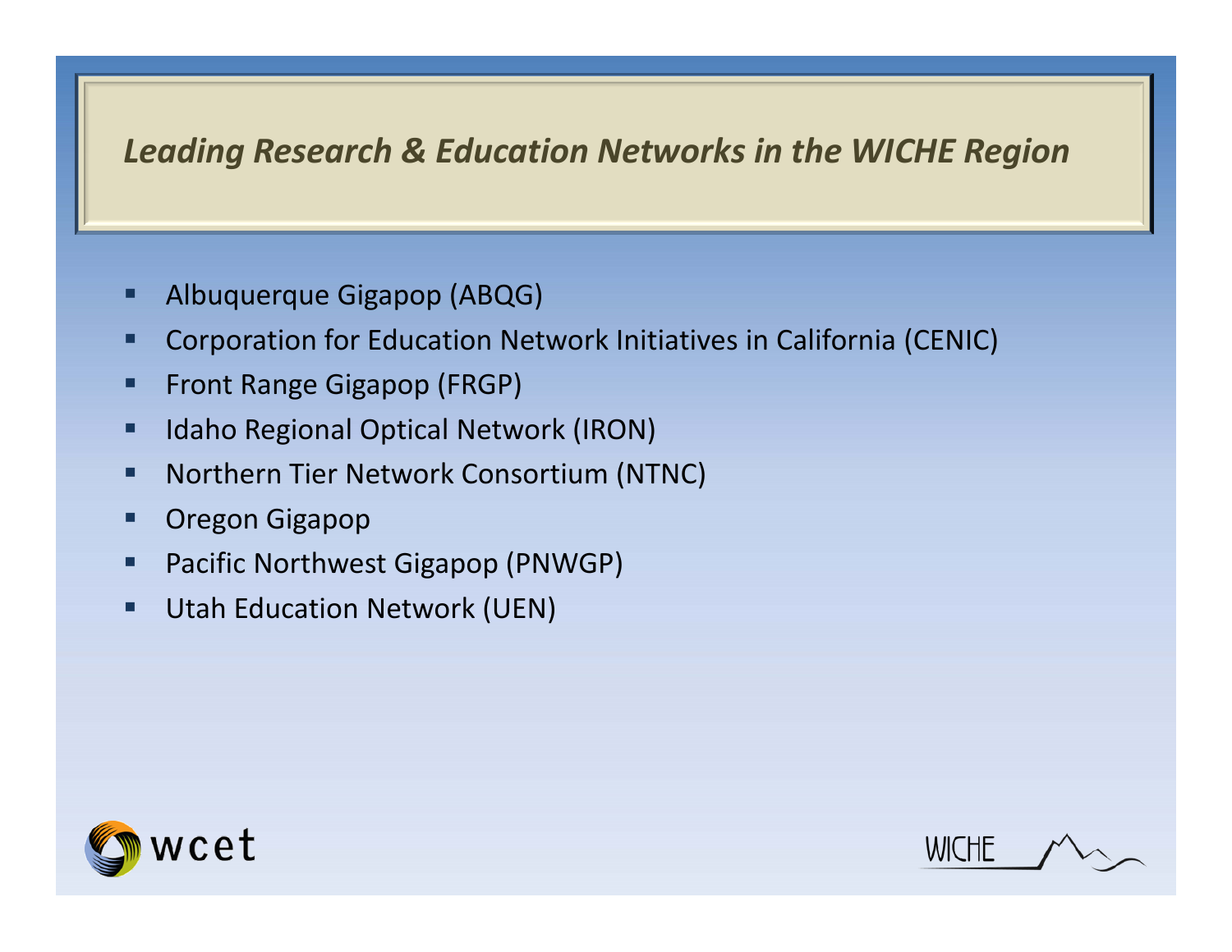## *Leading Research & Education Networks in the WICHE Region*

- Albuquerque Gigapop (ABQG)
- Corporation for Education Network Initiatives in California (CENIC)
- Front Range Gigapop (FRGP)
- Idaho Regional Optical Network (IRON)
- Northern Tier Network Consortium (NTNC)
- Oregon Gigapop
- Pacific Northwest Gigapop (PNWGP)
- Utah Education Network (UEN)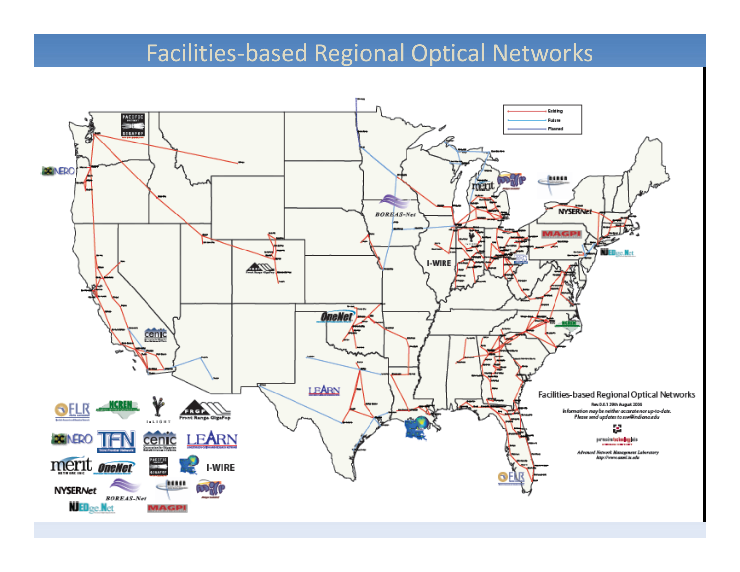# Facilities-based Regional Optical Networks

- Existing
- Future
- Planned

Facilities-based Regional Optical Networks

Rev 0.6.1 29th August 2006

Information may be neither accurate nor up-to-date. Please send updates to ssw@indiana.edu

Advanced Network Management Laboratory

FLR, NCREN, I-LIGHT, FRGP Front Range GigaPop, CENIC, LEARN, TFN, merit, OneNet, PACIFIC NORTHWEST GIGAPOP, I-WIRE, NYSERNet, BOREAS-Net, NJEDge.Net, MAGPI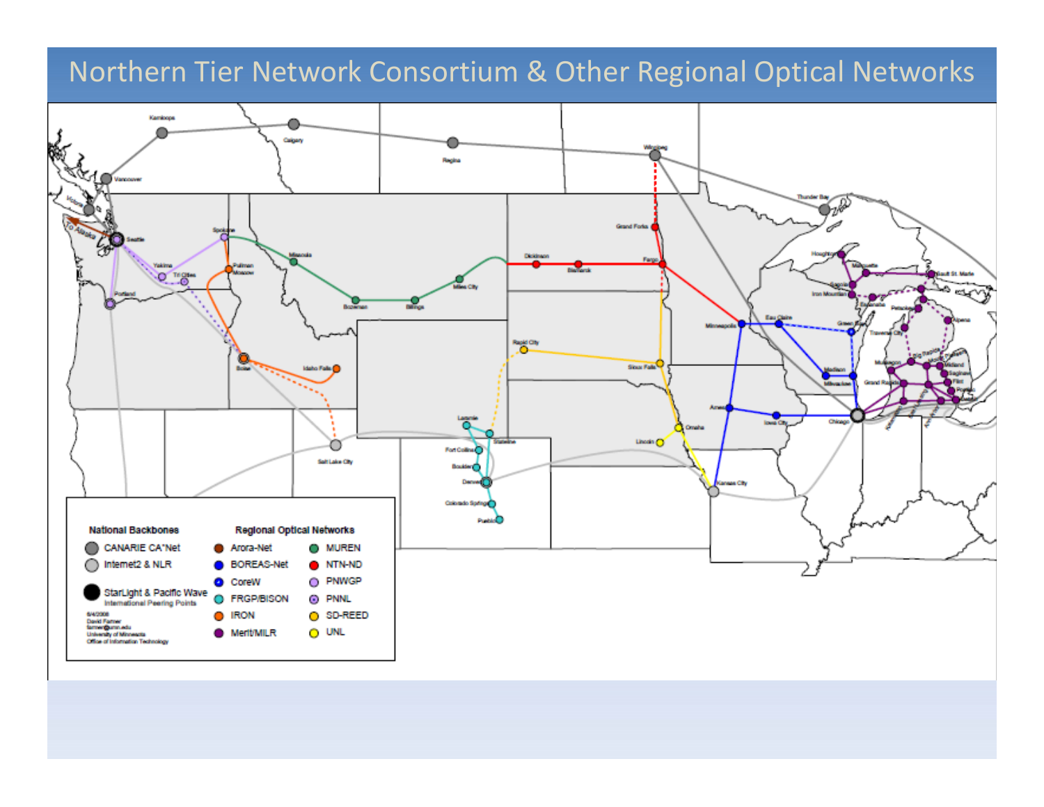# Northern Tier Network Consortium & Other Regional Optical Networks

**National Backbones**

- CANARIE CA*Net
- Internet2 & NLR
- StarLight & Pacific Wave International Peering Points

**Regional Optical Networks**

- Arora-Net
- BOREAS-Net
- CoreW
- FRGP/BISON
- IRON
- Merit/MILR
- MUREN
- NTN-ND
- PNWGP
- PNNL
- SD-REED
- UNL

6/4/2008
David Farmer
farmer@umn.edu
University of Minnesota
Office of Information Technology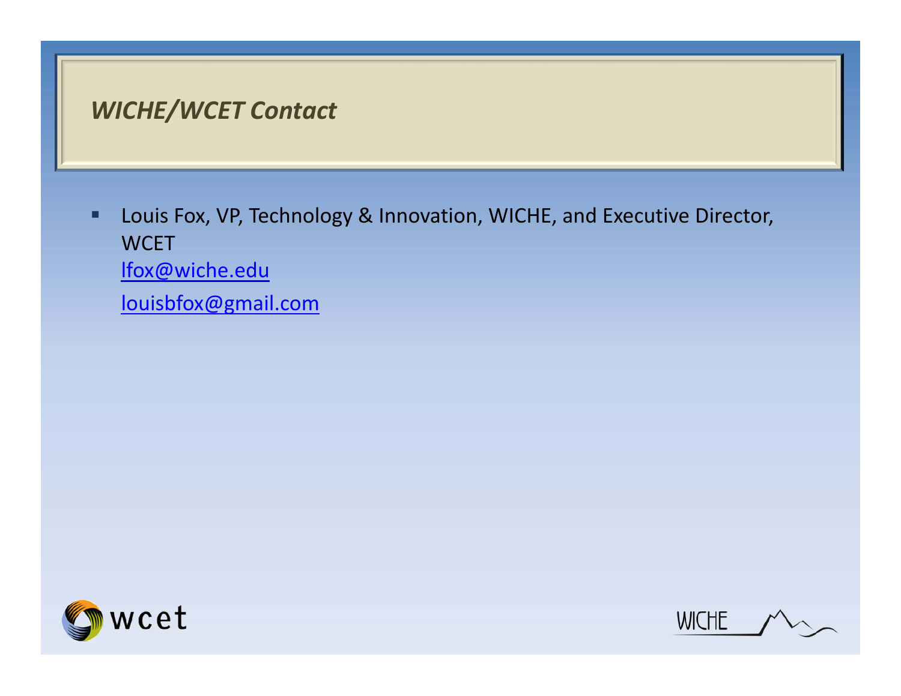## *WICHE/WCET Contact*

- Louis Fox, VP, Technology & Innovation, WICHE, and Executive Director, WCET
  lfox@wiche.edu
  louisbfox@gmail.com